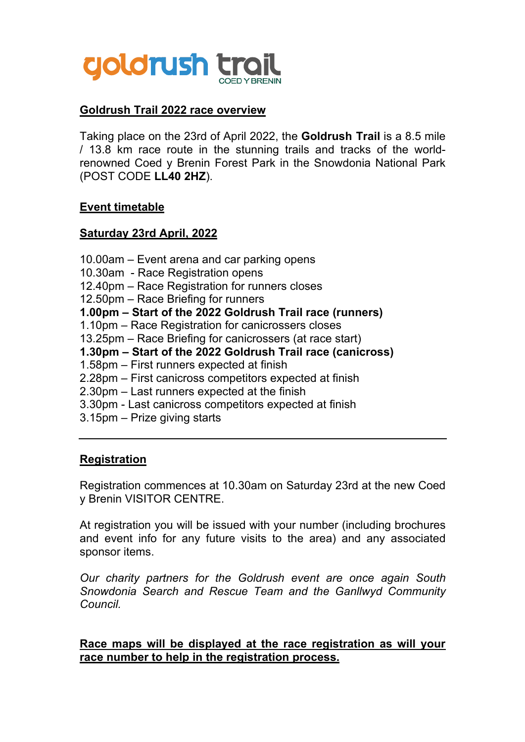# goldrush trail

COED Y BRENIN

## Goldrush Trail 2022 race overview

Taking place on the 23rd of April 2022, the **Goldrush Trail** is a 8.5 mile / 13.8 km race route in the stunning trails and tracks of the world-renowned Coed y Brenin Forest Park in the Snowdonia National Park (POST CODE **LL40 2HZ**).

## Event timetable

### Saturday 23rd April, 2022

10.00am – Event arena and car parking opens
10.30am - Race Registration opens
12.40pm – Race Registration for runners closes
12.50pm – Race Briefing for runners
**1.00pm – Start of the 2022 Goldrush Trail race (runners)**
1.10pm – Race Registration for canicrossers closes
13.25pm – Race Briefing for canicrossers (at race start)
**1.30pm – Start of the 2022 Goldrush Trail race (canicross)**
1.58pm – First runners expected at finish
2.28pm – First canicross competitors expected at finish
2.30pm – Last runners expected at the finish
3.30pm - Last canicross competitors expected at finish
3.15pm – Prize giving starts

---

## Registration

Registration commences at 10.30am on Saturday 23rd at the new Coed y Brenin VISITOR CENTRE.

At registration you will be issued with your number (including brochures and event info for any future visits to the area) and any associated sponsor items.

*Our charity partners for the Goldrush event are once again South Snowdonia Search and Rescue Team and the Ganllwyd Community Council.*

**Race maps will be displayed at the race registration as will your race number to help in the registration process.**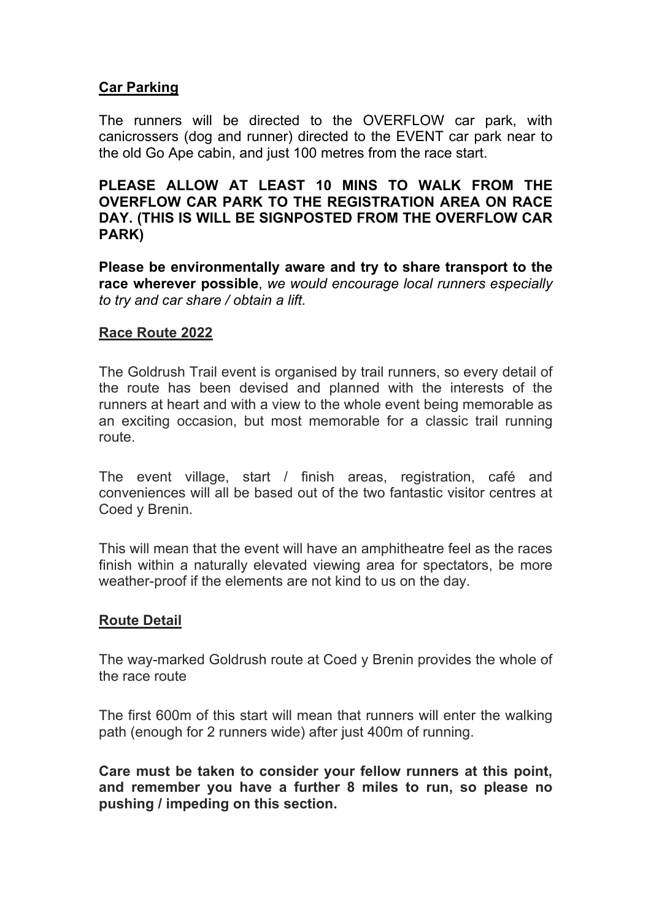## Car Parking

The runners will be directed to the OVERFLOW car park, with canicrossers (dog and runner) directed to the EVENT car park near to the old Go Ape cabin, and just 100 metres from the race start.

**PLEASE ALLOW AT LEAST 10 MINS TO WALK FROM THE OVERFLOW CAR PARK TO THE REGISTRATION AREA ON RACE DAY. (THIS IS WILL BE SIGNPOSTED FROM THE OVERFLOW CAR PARK)**

**Please be environmentally aware and try to share transport to the race wherever possible**, *we would encourage local runners especially to try and car share / obtain a lift.*

## Race Route 2022

The Goldrush Trail event is organised by trail runners, so every detail of the route has been devised and planned with the interests of the runners at heart and with a view to the whole event being memorable as an exciting occasion, but most memorable for a classic trail running route.

The event village, start / finish areas, registration, café and conveniences will all be based out of the two fantastic visitor centres at Coed y Brenin.

This will mean that the event will have an amphitheatre feel as the races finish within a naturally elevated viewing area for spectators, be more weather-proof if the elements are not kind to us on the day.

## Route Detail

The way-marked Goldrush route at Coed y Brenin provides the whole of the race route

The first 600m of this start will mean that runners will enter the walking path (enough for 2 runners wide) after just 400m of running.

**Care must be taken to consider your fellow runners at this point, and remember you have a further 8 miles to run, so please no pushing / impeding on this section.**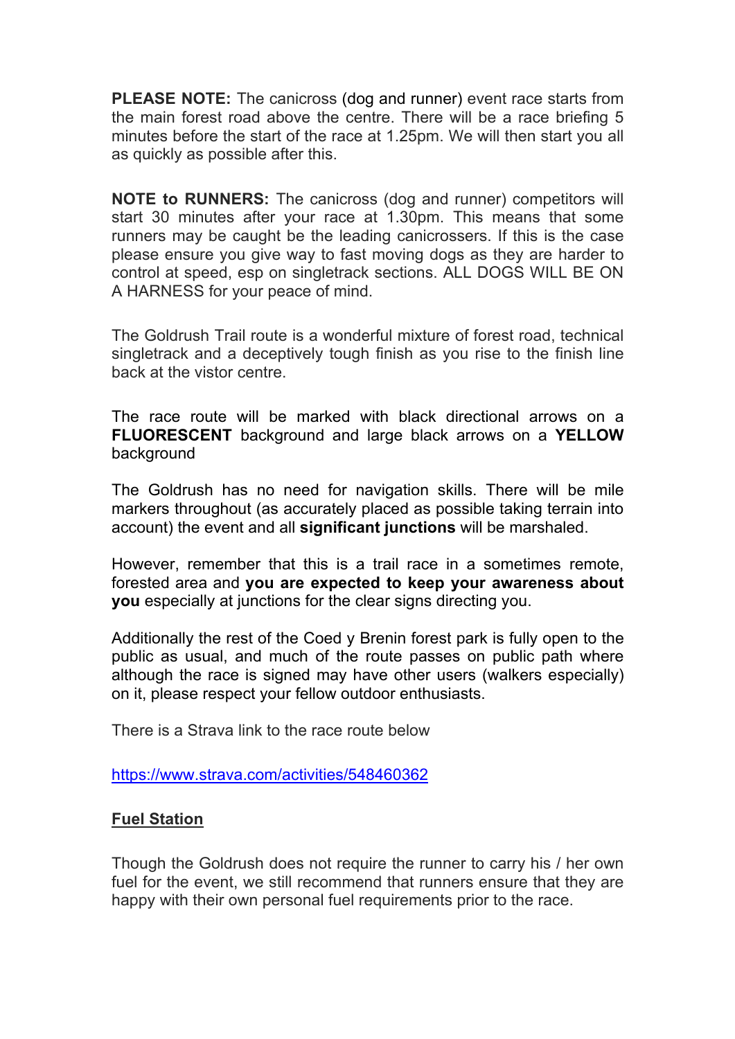**PLEASE NOTE:** The canicross (dog and runner) event race starts from the main forest road above the centre. There will be a race briefing 5 minutes before the start of the race at 1.25pm. We will then start you all as quickly as possible after this.

**NOTE to RUNNERS:** The canicross (dog and runner) competitors will start 30 minutes after your race at 1.30pm. This means that some runners may be caught be the leading canicrossers. If this is the case please ensure you give way to fast moving dogs as they are harder to control at speed, esp on singletrack sections. ALL DOGS WILL BE ON A HARNESS for your peace of mind.

The Goldrush Trail route is a wonderful mixture of forest road, technical singletrack and a deceptively tough finish as you rise to the finish line back at the vistor centre.

The race route will be marked with black directional arrows on a **FLUORESCENT** background and large black arrows on a **YELLOW** background

The Goldrush has no need for navigation skills. There will be mile markers throughout (as accurately placed as possible taking terrain into account) the event and all **significant junctions** will be marshaled.

However, remember that this is a trail race in a sometimes remote, forested area and **you are expected to keep your awareness about you** especially at junctions for the clear signs directing you.

Additionally the rest of the Coed y Brenin forest park is fully open to the public as usual, and much of the route passes on public path where although the race is signed may have other users (walkers especially) on it, please respect your fellow outdoor enthusiasts.

There is a Strava link to the race route below

https://www.strava.com/activities/548460362

**Fuel Station**

Though the Goldrush does not require the runner to carry his / her own fuel for the event, we still recommend that runners ensure that they are happy with their own personal fuel requirements prior to the race.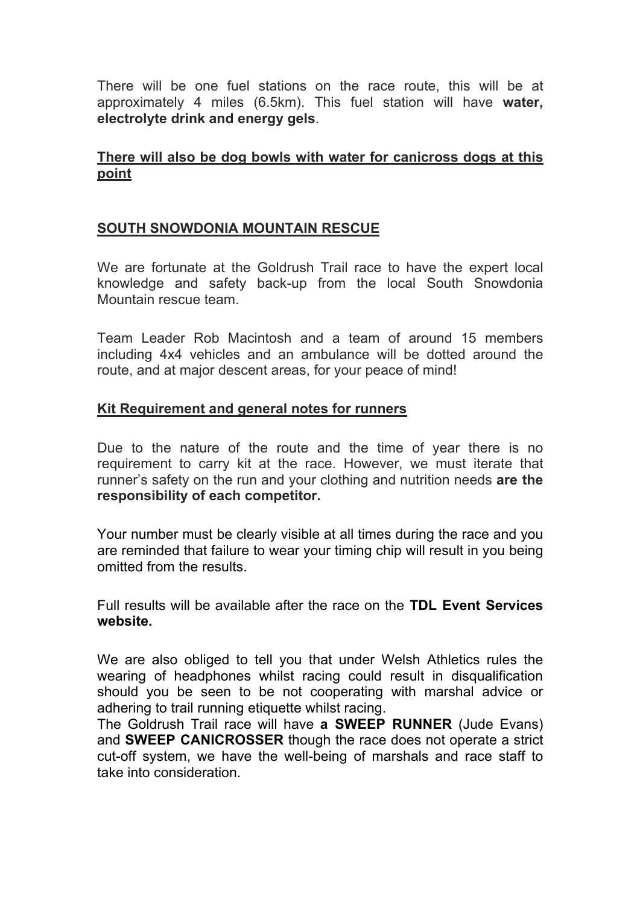There will be one fuel stations on the race route, this will be at approximately 4 miles (6.5km). This fuel station will have **water, electrolyte drink and energy gels**.

**<u>There will also be dog bowls with water for canicross dogs at this point</u>**

## <u>SOUTH SNOWDONIA MOUNTAIN RESCUE</u>

We are fortunate at the Goldrush Trail race to have the expert local knowledge and safety back-up from the local South Snowdonia Mountain rescue team.

Team Leader Rob Macintosh and a team of around 15 members including 4x4 vehicles and an ambulance will be dotted around the route, and at major descent areas, for your peace of mind!

## <u>Kit Requirement and general notes for runners</u>

Due to the nature of the route and the time of year there is no requirement to carry kit at the race. However, we must iterate that runner's safety on the run and your clothing and nutrition needs **are the responsibility of each competitor.**

Your number must be clearly visible at all times during the race and you are reminded that failure to wear your timing chip will result in you being omitted from the results.

Full results will be available after the race on the **TDL Event Services website.**

We are also obliged to tell you that under Welsh Athletics rules the wearing of headphones whilst racing could result in disqualification should you be seen to be not cooperating with marshal advice or adhering to trail running etiquette whilst racing.
The Goldrush Trail race will have **a SWEEP RUNNER** (Jude Evans) and **SWEEP CANICROSSER** though the race does not operate a strict cut-off system, we have the well-being of marshals and race staff to take into consideration.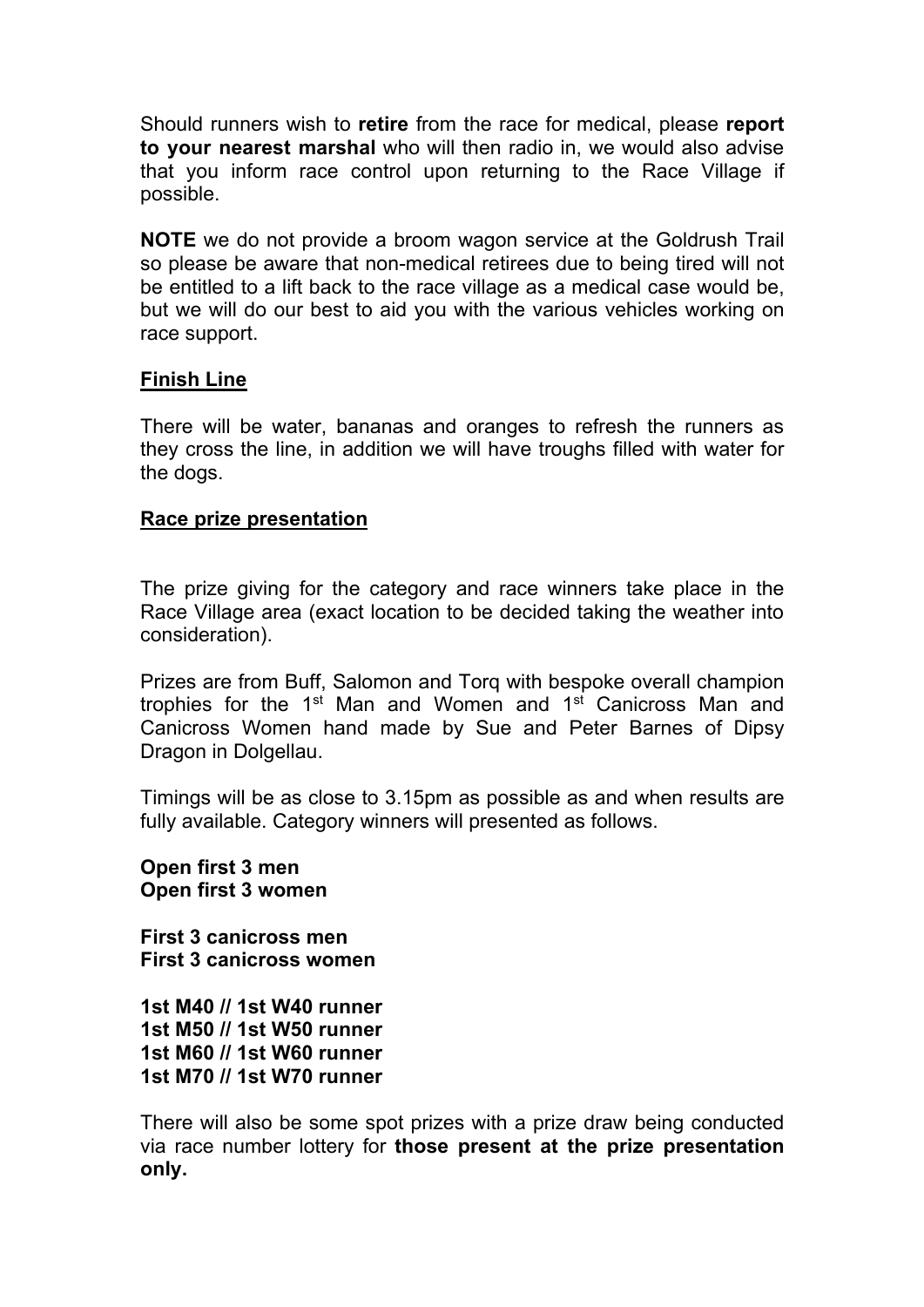Should runners wish to **retire** from the race for medical, please **report to your nearest marshal** who will then radio in, we would also advise that you inform race control upon returning to the Race Village if possible.

**NOTE** we do not provide a broom wagon service at the Goldrush Trail so please be aware that non-medical retirees due to being tired will not be entitled to a lift back to the race village as a medical case would be, but we will do our best to aid you with the various vehicles working on race support.

**Finish Line**

There will be water, bananas and oranges to refresh the runners as they cross the line, in addition we will have troughs filled with water for the dogs.

**Race prize presentation**

The prize giving for the category and race winners take place in the Race Village area (exact location to be decided taking the weather into consideration).

Prizes are from Buff, Salomon and Torq with bespoke overall champion trophies for the 1st Man and Women and 1st Canicross Man and Canicross Women hand made by Sue and Peter Barnes of Dipsy Dragon in Dolgellau.

Timings will be as close to 3.15pm as possible as and when results are fully available. Category winners will presented as follows.

**Open first 3 men**
**Open first 3 women**

**First 3 canicross men**
**First 3 canicross women**

**1st M40 // 1st W40 runner**
**1st M50 // 1st W50 runner**
**1st M60 // 1st W60 runner**
**1st M70 // 1st W70 runner**

There will also be some spot prizes with a prize draw being conducted via race number lottery for **those present at the prize presentation only.**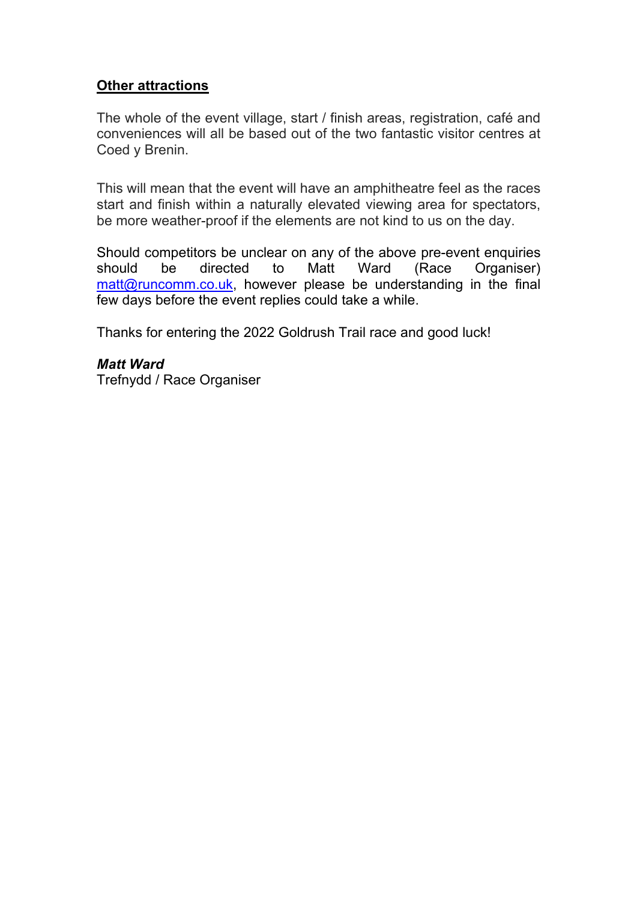**Other attractions**

The whole of the event village, start / finish areas, registration, café and conveniences will all be based out of the two fantastic visitor centres at Coed y Brenin.

This will mean that the event will have an amphitheatre feel as the races start and finish within a naturally elevated viewing area for spectators, be more weather-proof if the elements are not kind to us on the day.

Should competitors be unclear on any of the above pre-event enquiries should be directed to Matt Ward (Race Organiser) matt@runcomm.co.uk, however please be understanding in the final few days before the event replies could take a while.

Thanks for entering the 2022 Goldrush Trail race and good luck!

***Matt Ward***
Trefnydd / Race Organiser